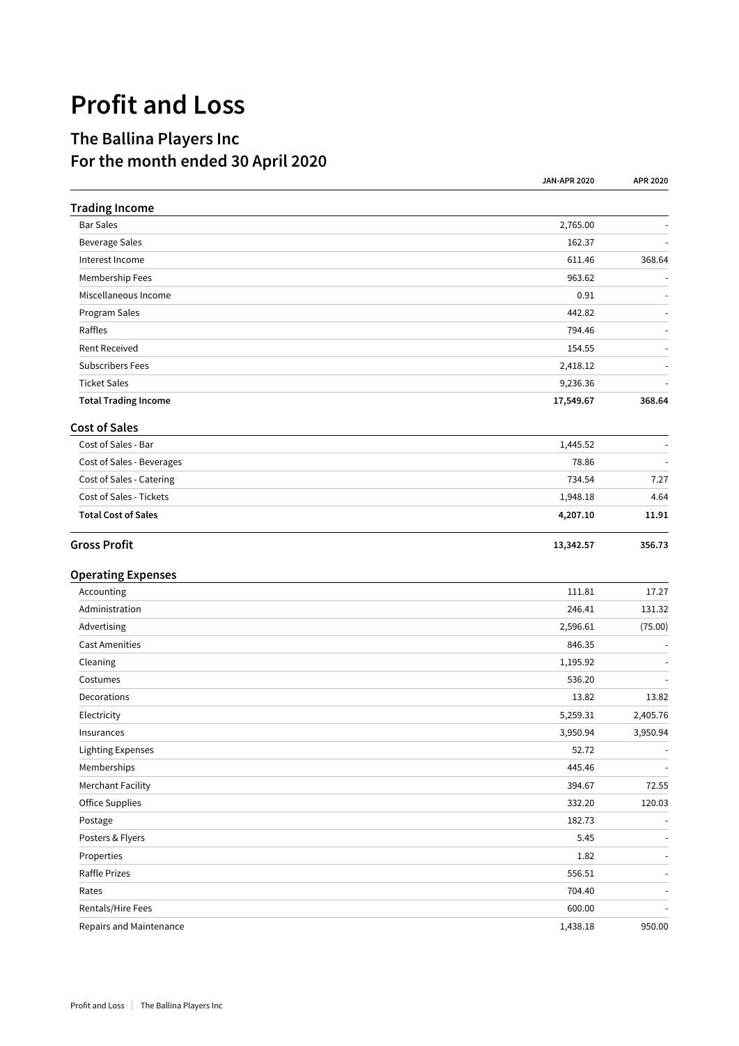# Profit and Loss

## The Ballina Players Inc

## For the month ended 30 April 2020

| | JAN-APR 2020 | APR 2020 |
|---|---|---|
| **Trading Income** | | |
| Bar Sales | 2,765.00 | - |
| Beverage Sales | 162.37 | - |
| Interest Income | 611.46 | 368.64 |
| Membership Fees | 963.62 | - |
| Miscellaneous Income | 0.91 | - |
| Program Sales | 442.82 | - |
| Raffles | 794.46 | - |
| Rent Received | 154.55 | - |
| Subscribers Fees | 2,418.12 | - |
| Ticket Sales | 9,236.36 | - |
| **Total Trading Income** | **17,549.67** | **368.64** |
| **Cost of Sales** | | |
| Cost of Sales - Bar | 1,445.52 | - |
| Cost of Sales - Beverages | 78.86 | - |
| Cost of Sales - Catering | 734.54 | 7.27 |
| Cost of Sales - Tickets | 1,948.18 | 4.64 |
| **Total Cost of Sales** | **4,207.10** | **11.91** |
| **Gross Profit** | **13,342.57** | **356.73** |
| **Operating Expenses** | | |
| Accounting | 111.81 | 17.27 |
| Administration | 246.41 | 131.32 |
| Advertising | 2,596.61 | (75.00) |
| Cast Amenities | 846.35 | - |
| Cleaning | 1,195.92 | - |
| Costumes | 536.20 | - |
| Decorations | 13.82 | 13.82 |
| Electricity | 5,259.31 | 2,405.76 |
| Insurances | 3,950.94 | 3,950.94 |
| Lighting Expenses | 52.72 | - |
| Memberships | 445.46 | - |
| Merchant Facility | 394.67 | 72.55 |
| Office Supplies | 332.20 | 120.03 |
| Postage | 182.73 | - |
| Posters & Flyers | 5.45 | - |
| Properties | 1.82 | - |
| Raffle Prizes | 556.51 | - |
| Rates | 704.40 | - |
| Rentals/Hire Fees | 600.00 | - |
| Repairs and Maintenance | 1,438.18 | 950.00 |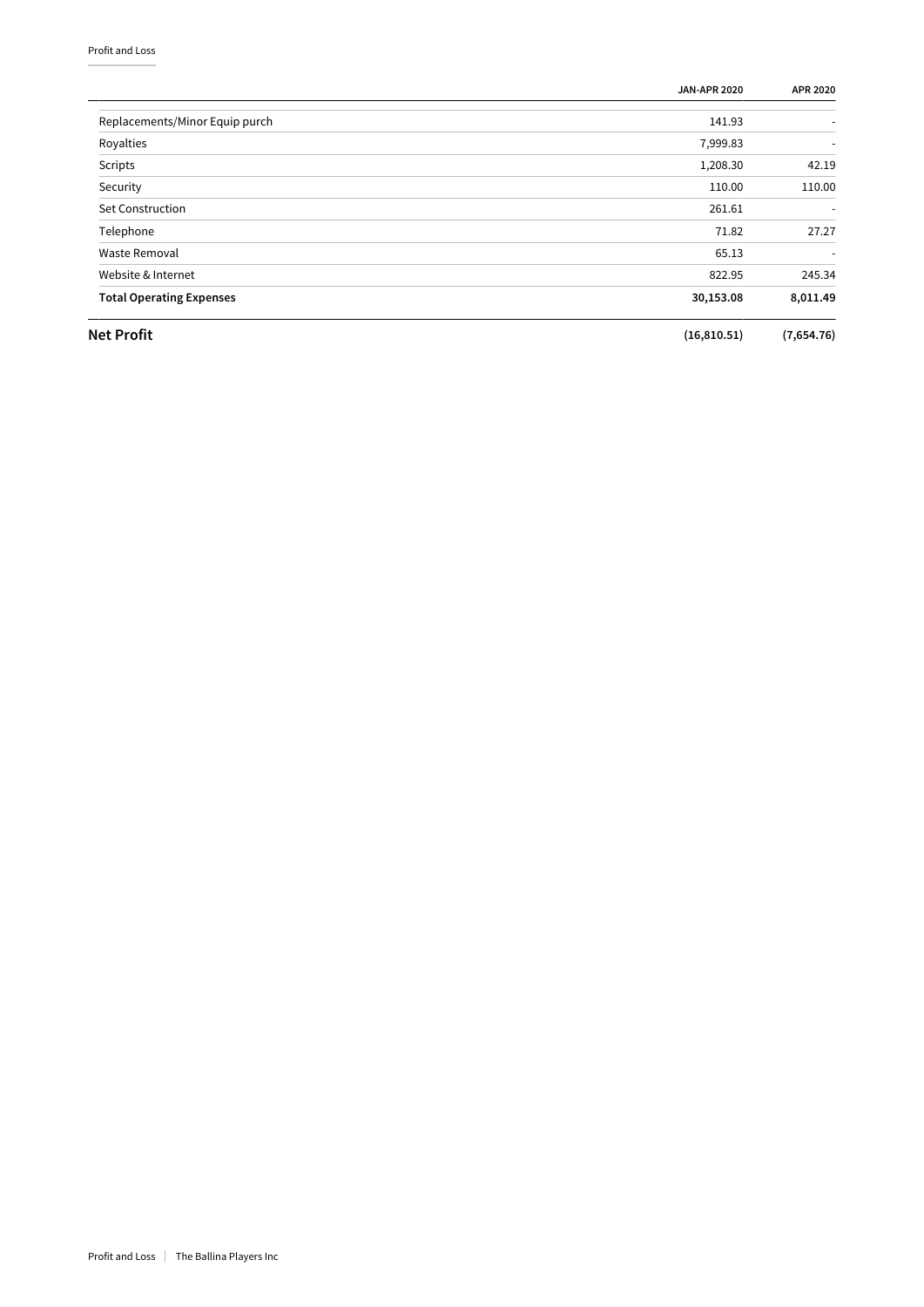| | JAN-APR 2020 | APR 2020 |
|---|---|---|
| Replacements/Minor Equip purch | 141.93 | - |
| Royalties | 7,999.83 | - |
| Scripts | 1,208.30 | 42.19 |
| Security | 110.00 | 110.00 |
| Set Construction | 261.61 | - |
| Telephone | 71.82 | 27.27 |
| Waste Removal | 65.13 | - |
| Website & Internet | 822.95 | 245.34 |
| **Total Operating Expenses** | **30,153.08** | **8,011.49** |
| **Net Profit** | **(16,810.51)** | **(7,654.76)** |